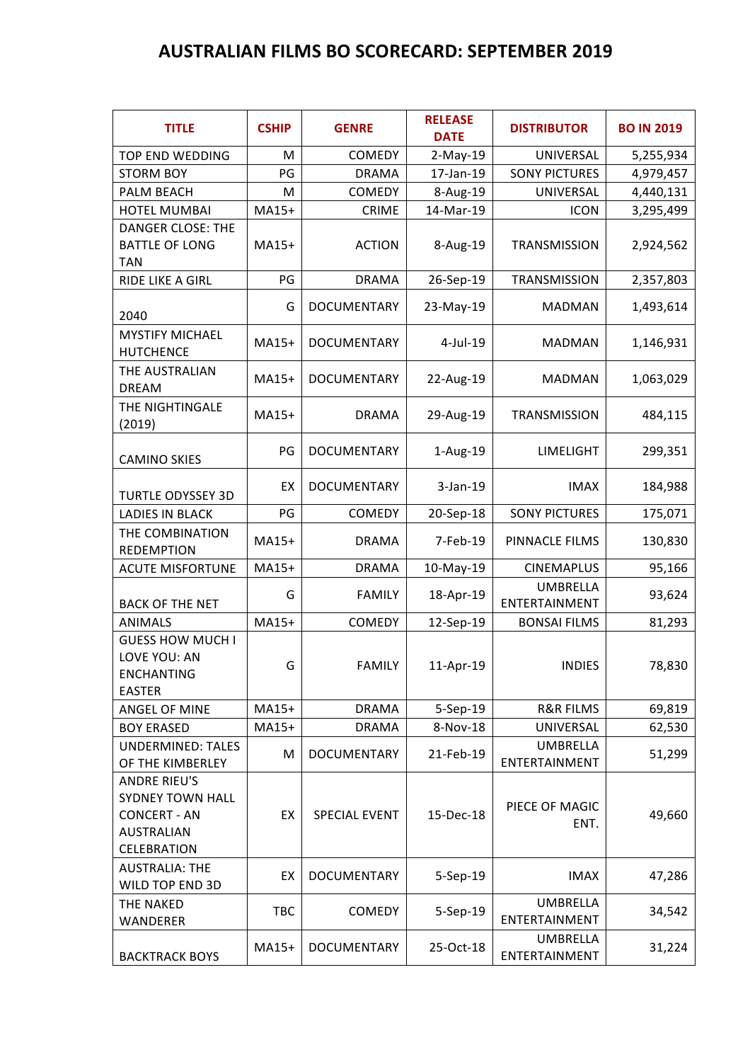# AUSTRALIAN FILMS BO SCORECARD: SEPTEMBER 2019

| TITLE | CSHIP | GENRE | RELEASE DATE | DISTRIBUTOR | BO IN 2019 |
|---|---|---|---|---|---|
| TOP END WEDDING | M | COMEDY | 2-May-19 | UNIVERSAL | 5,255,934 |
| STORM BOY | PG | DRAMA | 17-Jan-19 | SONY PICTURES | 4,979,457 |
| PALM BEACH | M | COMEDY | 8-Aug-19 | UNIVERSAL | 4,440,131 |
| HOTEL MUMBAI | MA15+ | CRIME | 14-Mar-19 | ICON | 3,295,499 |
| DANGER CLOSE: THE BATTLE OF LONG TAN | MA15+ | ACTION | 8-Aug-19 | TRANSMISSION | 2,924,562 |
| RIDE LIKE A GIRL | PG | DRAMA | 26-Sep-19 | TRANSMISSION | 2,357,803 |
| 2040 | G | DOCUMENTARY | 23-May-19 | MADMAN | 1,493,614 |
| MYSTIFY MICHAEL HUTCHENCE | MA15+ | DOCUMENTARY | 4-Jul-19 | MADMAN | 1,146,931 |
| THE AUSTRALIAN DREAM | MA15+ | DOCUMENTARY | 22-Aug-19 | MADMAN | 1,063,029 |
| THE NIGHTINGALE (2019) | MA15+ | DRAMA | 29-Aug-19 | TRANSMISSION | 484,115 |
| CAMINO SKIES | PG | DOCUMENTARY | 1-Aug-19 | LIMELIGHT | 299,351 |
| TURTLE ODYSSEY 3D | EX | DOCUMENTARY | 3-Jan-19 | IMAX | 184,988 |
| LADIES IN BLACK | PG | COMEDY | 20-Sep-18 | SONY PICTURES | 175,071 |
| THE COMBINATION REDEMPTION | MA15+ | DRAMA | 7-Feb-19 | PINNACLE FILMS | 130,830 |
| ACUTE MISFORTUNE | MA15+ | DRAMA | 10-May-19 | CINEMAPLUS | 95,166 |
| BACK OF THE NET | G | FAMILY | 18-Apr-19 | UMBRELLA ENTERTAINMENT | 93,624 |
| ANIMALS | MA15+ | COMEDY | 12-Sep-19 | BONSAI FILMS | 81,293 |
| GUESS HOW MUCH I LOVE YOU: AN ENCHANTING EASTER | G | FAMILY | 11-Apr-19 | INDIES | 78,830 |
| ANGEL OF MINE | MA15+ | DRAMA | 5-Sep-19 | R&R FILMS | 69,819 |
| BOY ERASED | MA15+ | DRAMA | 8-Nov-18 | UNIVERSAL | 62,530 |
| UNDERMINED: TALES OF THE KIMBERLEY | M | DOCUMENTARY | 21-Feb-19 | UMBRELLA ENTERTAINMENT | 51,299 |
| ANDRE RIEU'S SYDNEY TOWN HALL CONCERT - AN AUSTRALIAN CELEBRATION | EX | SPECIAL EVENT | 15-Dec-18 | PIECE OF MAGIC ENT. | 49,660 |
| AUSTRALIA: THE WILD TOP END 3D | EX | DOCUMENTARY | 5-Sep-19 | IMAX | 47,286 |
| THE NAKED WANDERER | TBC | COMEDY | 5-Sep-19 | UMBRELLA ENTERTAINMENT | 34,542 |
| BACKTRACK BOYS | MA15+ | DOCUMENTARY | 25-Oct-18 | UMBRELLA ENTERTAINMENT | 31,224 |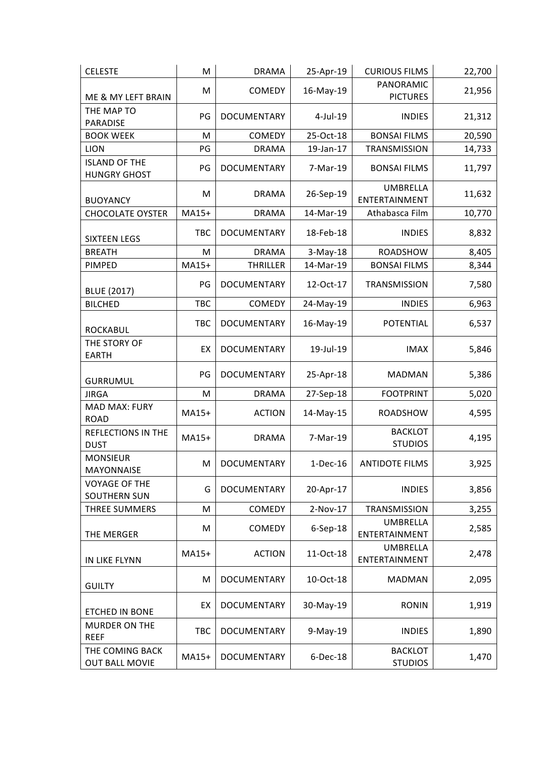| | | | | | |
|---|---|---|---|---|---|
| CELESTE | M | DRAMA | 25-Apr-19 | CURIOUS FILMS | 22,700 |
| ME & MY LEFT BRAIN | M | COMEDY | 16-May-19 | PANORAMIC PICTURES | 21,956 |
| THE MAP TO PARADISE | PG | DOCUMENTARY | 4-Jul-19 | INDIES | 21,312 |
| BOOK WEEK | M | COMEDY | 25-Oct-18 | BONSAI FILMS | 20,590 |
| LION | PG | DRAMA | 19-Jan-17 | TRANSMISSION | 14,733 |
| ISLAND OF THE HUNGRY GHOST | PG | DOCUMENTARY | 7-Mar-19 | BONSAI FILMS | 11,797 |
| BUOYANCY | M | DRAMA | 26-Sep-19 | UMBRELLA ENTERTAINMENT | 11,632 |
| CHOCOLATE OYSTER | MA15+ | DRAMA | 14-Mar-19 | Athabasca Film | 10,770 |
| SIXTEEN LEGS | TBC | DOCUMENTARY | 18-Feb-18 | INDIES | 8,832 |
| BREATH | M | DRAMA | 3-May-18 | ROADSHOW | 8,405 |
| PIMPED | MA15+ | THRILLER | 14-Mar-19 | BONSAI FILMS | 8,344 |
| BLUE (2017) | PG | DOCUMENTARY | 12-Oct-17 | TRANSMISSION | 7,580 |
| BILCHED | TBC | COMEDY | 24-May-19 | INDIES | 6,963 |
| ROCKABUL | TBC | DOCUMENTARY | 16-May-19 | POTENTIAL | 6,537 |
| THE STORY OF EARTH | EX | DOCUMENTARY | 19-Jul-19 | IMAX | 5,846 |
| GURRUMUL | PG | DOCUMENTARY | 25-Apr-18 | MADMAN | 5,386 |
| JIRGA | M | DRAMA | 27-Sep-18 | FOOTPRINT | 5,020 |
| MAD MAX: FURY ROAD | MA15+ | ACTION | 14-May-15 | ROADSHOW | 4,595 |
| REFLECTIONS IN THE DUST | MA15+ | DRAMA | 7-Mar-19 | BACKLOT STUDIOS | 4,195 |
| MONSIEUR MAYONNAISE | M | DOCUMENTARY | 1-Dec-16 | ANTIDOTE FILMS | 3,925 |
| VOYAGE OF THE SOUTHERN SUN | G | DOCUMENTARY | 20-Apr-17 | INDIES | 3,856 |
| THREE SUMMERS | M | COMEDY | 2-Nov-17 | TRANSMISSION | 3,255 |
| THE MERGER | M | COMEDY | 6-Sep-18 | UMBRELLA ENTERTAINMENT | 2,585 |
| IN LIKE FLYNN | MA15+ | ACTION | 11-Oct-18 | UMBRELLA ENTERTAINMENT | 2,478 |
| GUILTY | M | DOCUMENTARY | 10-Oct-18 | MADMAN | 2,095 |
| ETCHED IN BONE | EX | DOCUMENTARY | 30-May-19 | RONIN | 1,919 |
| MURDER ON THE REEF | TBC | DOCUMENTARY | 9-May-19 | INDIES | 1,890 |
| THE COMING BACK OUT BALL MOVIE | MA15+ | DOCUMENTARY | 6-Dec-18 | BACKLOT STUDIOS | 1,470 |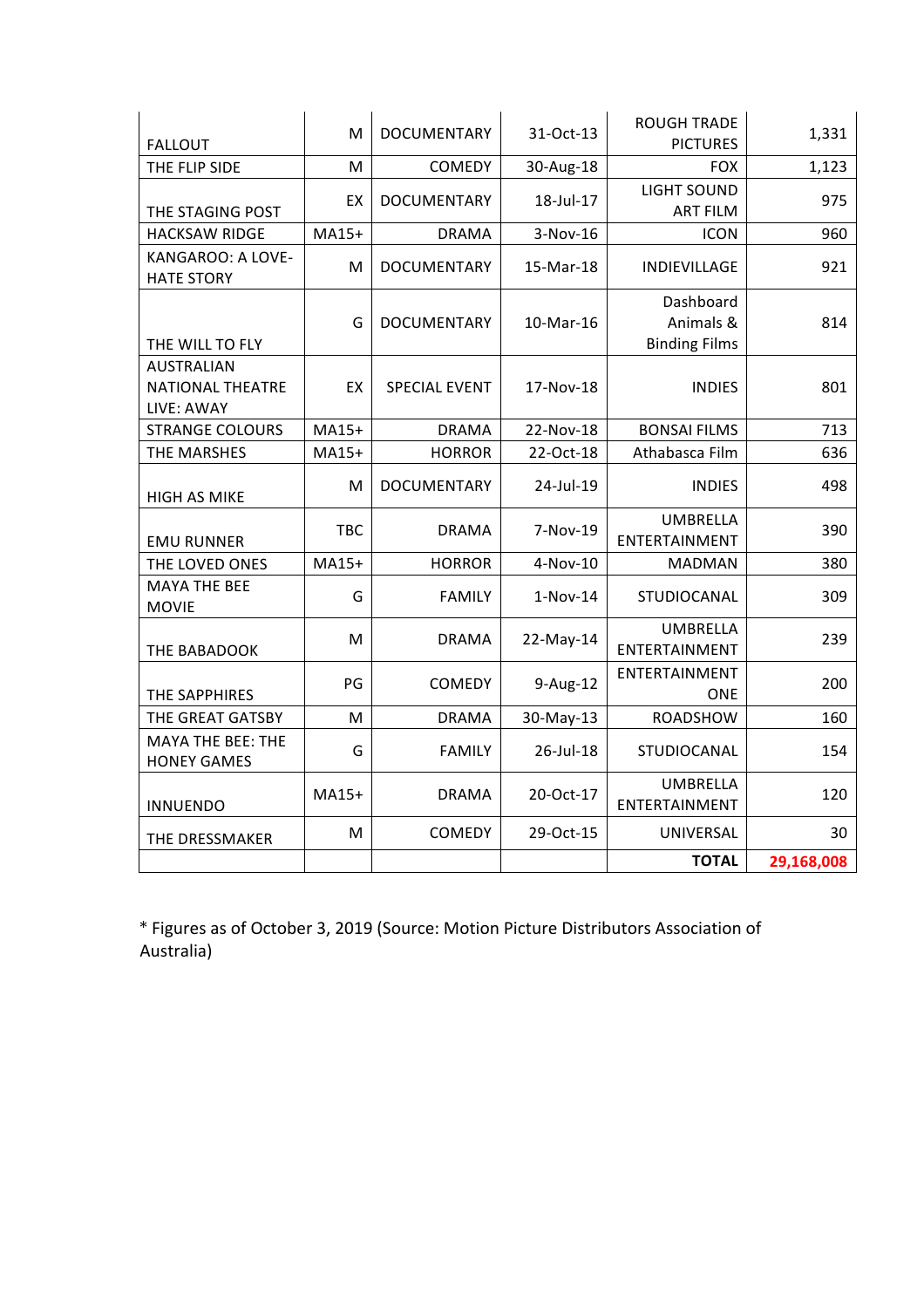| | | | | | |
|---|---|---|---|---|---|
| FALLOUT | M | DOCUMENTARY | 31-Oct-13 | ROUGH TRADE PICTURES | 1,331 |
| THE FLIP SIDE | M | COMEDY | 30-Aug-18 | FOX | 1,123 |
| THE STAGING POST | EX | DOCUMENTARY | 18-Jul-17 | LIGHT SOUND ART FILM | 975 |
| HACKSAW RIDGE | MA15+ | DRAMA | 3-Nov-16 | ICON | 960 |
| KANGAROO: A LOVE-HATE STORY | M | DOCUMENTARY | 15-Mar-18 | INDIEVILLAGE | 921 |
| THE WILL TO FLY | G | DOCUMENTARY | 10-Mar-16 | Dashboard Animals & Binding Films | 814 |
| AUSTRALIAN NATIONAL THEATRE LIVE: AWAY | EX | SPECIAL EVENT | 17-Nov-18 | INDIES | 801 |
| STRANGE COLOURS | MA15+ | DRAMA | 22-Nov-18 | BONSAI FILMS | 713 |
| THE MARSHES | MA15+ | HORROR | 22-Oct-18 | Athabasca Film | 636 |
| HIGH AS MIKE | M | DOCUMENTARY | 24-Jul-19 | INDIES | 498 |
| EMU RUNNER | TBC | DRAMA | 7-Nov-19 | UMBRELLA ENTERTAINMENT | 390 |
| THE LOVED ONES | MA15+ | HORROR | 4-Nov-10 | MADMAN | 380 |
| MAYA THE BEE MOVIE | G | FAMILY | 1-Nov-14 | STUDIOCANAL | 309 |
| THE BABADOOK | M | DRAMA | 22-May-14 | UMBRELLA ENTERTAINMENT | 239 |
| THE SAPPHIRES | PG | COMEDY | 9-Aug-12 | ENTERTAINMENT ONE | 200 |
| THE GREAT GATSBY | M | DRAMA | 30-May-13 | ROADSHOW | 160 |
| MAYA THE BEE: THE HONEY GAMES | G | FAMILY | 26-Jul-18 | STUDIOCANAL | 154 |
| INNUENDO | MA15+ | DRAMA | 20-Oct-17 | UMBRELLA ENTERTAINMENT | 120 |
| THE DRESSMAKER | M | COMEDY | 29-Oct-15 | UNIVERSAL | 30 |
| | | | | **TOTAL** | **29,168,008** |

* Figures as of October 3, 2019 (Source: Motion Picture Distributors Association of Australia)